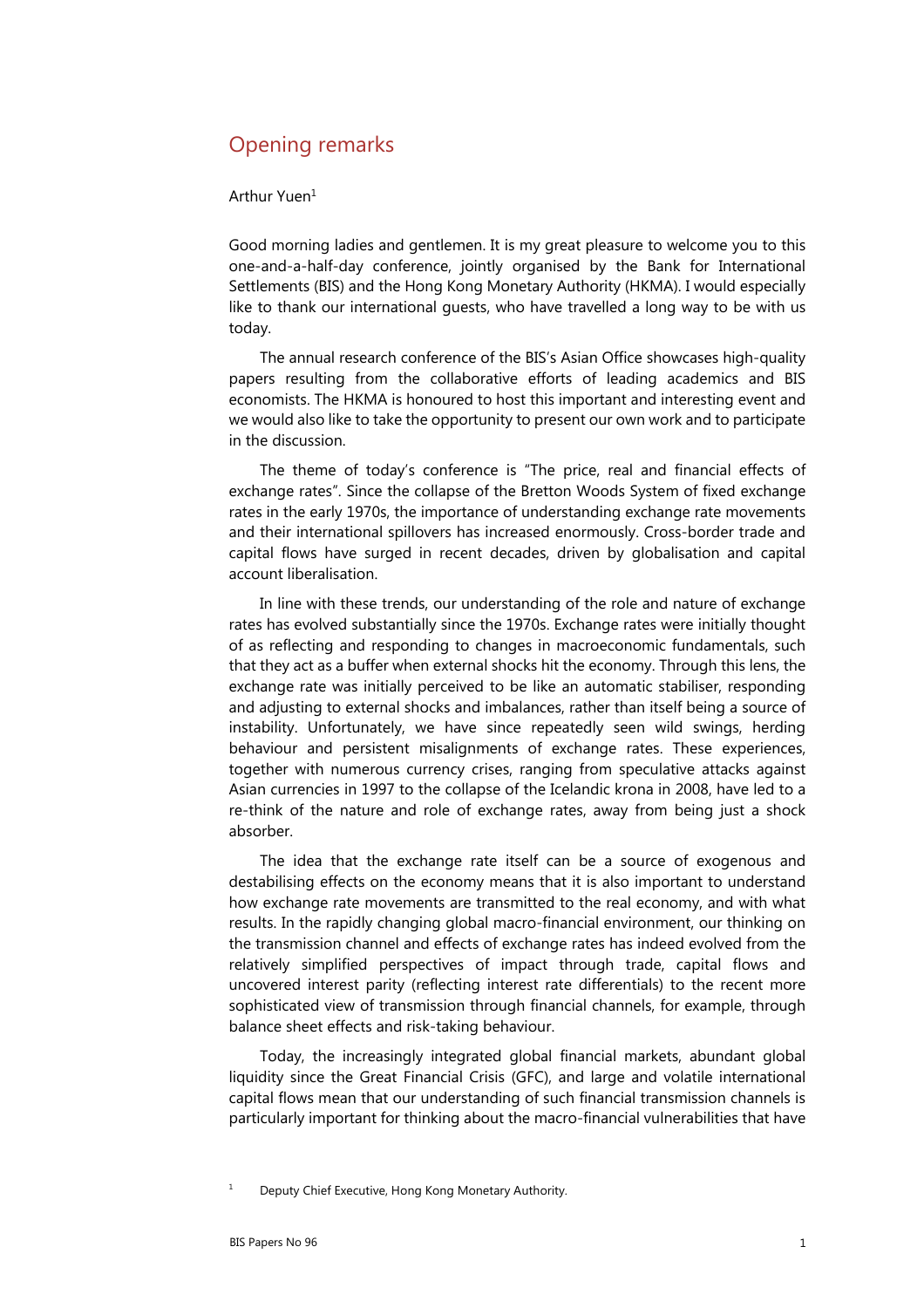# Opening remarks

Arthur Yuen[1]

Good morning ladies and gentlemen. It is my great pleasure to welcome you to this one-and-a-half-day conference, jointly organised by the Bank for International Settlements (BIS) and the Hong Kong Monetary Authority (HKMA). I would especially like to thank our international guests, who have travelled a long way to be with us today.

The annual research conference of the BIS's Asian Office showcases high-quality papers resulting from the collaborative efforts of leading academics and BIS economists. The HKMA is honoured to host this important and interesting event and we would also like to take the opportunity to present our own work and to participate in the discussion.

The theme of today's conference is "The price, real and financial effects of exchange rates". Since the collapse of the Bretton Woods System of fixed exchange rates in the early 1970s, the importance of understanding exchange rate movements and their international spillovers has increased enormously. Cross-border trade and capital flows have surged in recent decades, driven by globalisation and capital account liberalisation.

In line with these trends, our understanding of the role and nature of exchange rates has evolved substantially since the 1970s. Exchange rates were initially thought of as reflecting and responding to changes in macroeconomic fundamentals, such that they act as a buffer when external shocks hit the economy. Through this lens, the exchange rate was initially perceived to be like an automatic stabiliser, responding and adjusting to external shocks and imbalances, rather than itself being a source of instability. Unfortunately, we have since repeatedly seen wild swings, herding behaviour and persistent misalignments of exchange rates. These experiences, together with numerous currency crises, ranging from speculative attacks against Asian currencies in 1997 to the collapse of the Icelandic krona in 2008, have led to a re-think of the nature and role of exchange rates, away from being just a shock absorber.

The idea that the exchange rate itself can be a source of exogenous and destabilising effects on the economy means that it is also important to understand how exchange rate movements are transmitted to the real economy, and with what results. In the rapidly changing global macro-financial environment, our thinking on the transmission channel and effects of exchange rates has indeed evolved from the relatively simplified perspectives of impact through trade, capital flows and uncovered interest parity (reflecting interest rate differentials) to the recent more sophisticated view of transmission through financial channels, for example, through balance sheet effects and risk-taking behaviour.

Today, the increasingly integrated global financial markets, abundant global liquidity since the Great Financial Crisis (GFC), and large and volatile international capital flows mean that our understanding of such financial transmission channels is particularly important for thinking about the macro-financial vulnerabilities that have

[1] Deputy Chief Executive, Hong Kong Monetary Authority.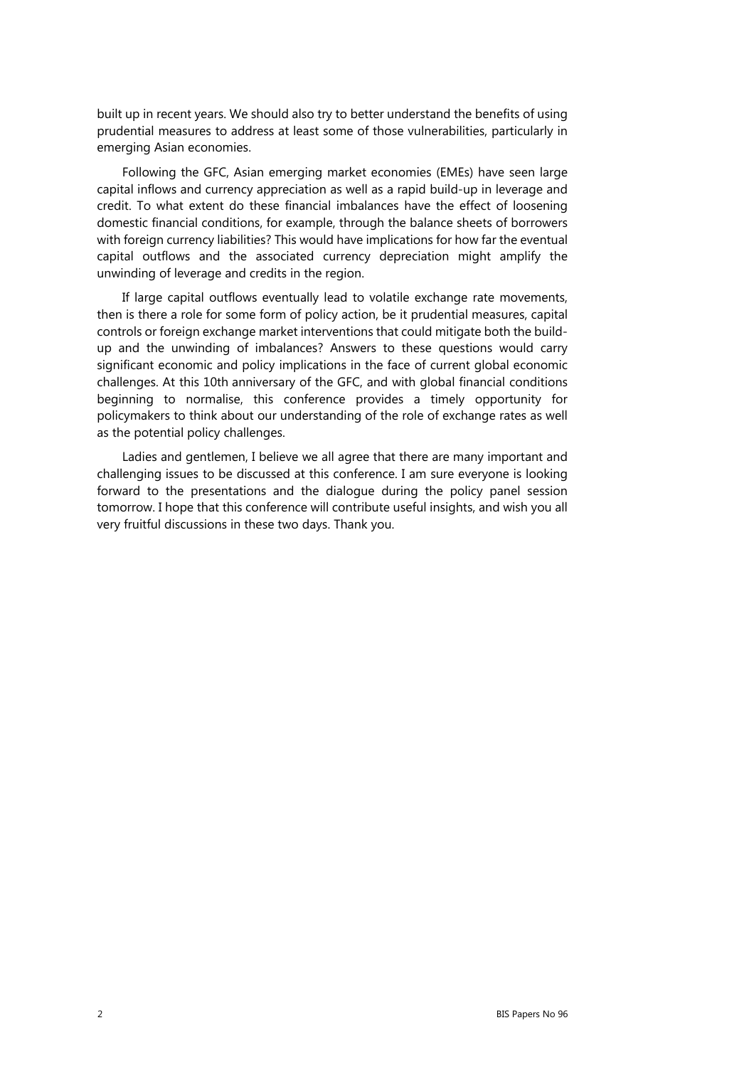built up in recent years. We should also try to better understand the benefits of using prudential measures to address at least some of those vulnerabilities, particularly in emerging Asian economies.

Following the GFC, Asian emerging market economies (EMEs) have seen large capital inflows and currency appreciation as well as a rapid build-up in leverage and credit. To what extent do these financial imbalances have the effect of loosening domestic financial conditions, for example, through the balance sheets of borrowers with foreign currency liabilities? This would have implications for how far the eventual capital outflows and the associated currency depreciation might amplify the unwinding of leverage and credits in the region.

If large capital outflows eventually lead to volatile exchange rate movements, then is there a role for some form of policy action, be it prudential measures, capital controls or foreign exchange market interventions that could mitigate both the build-up and the unwinding of imbalances? Answers to these questions would carry significant economic and policy implications in the face of current global economic challenges. At this 10th anniversary of the GFC, and with global financial conditions beginning to normalise, this conference provides a timely opportunity for policymakers to think about our understanding of the role of exchange rates as well as the potential policy challenges.

Ladies and gentlemen, I believe we all agree that there are many important and challenging issues to be discussed at this conference. I am sure everyone is looking forward to the presentations and the dialogue during the policy panel session tomorrow. I hope that this conference will contribute useful insights, and wish you all very fruitful discussions in these two days. Thank you.